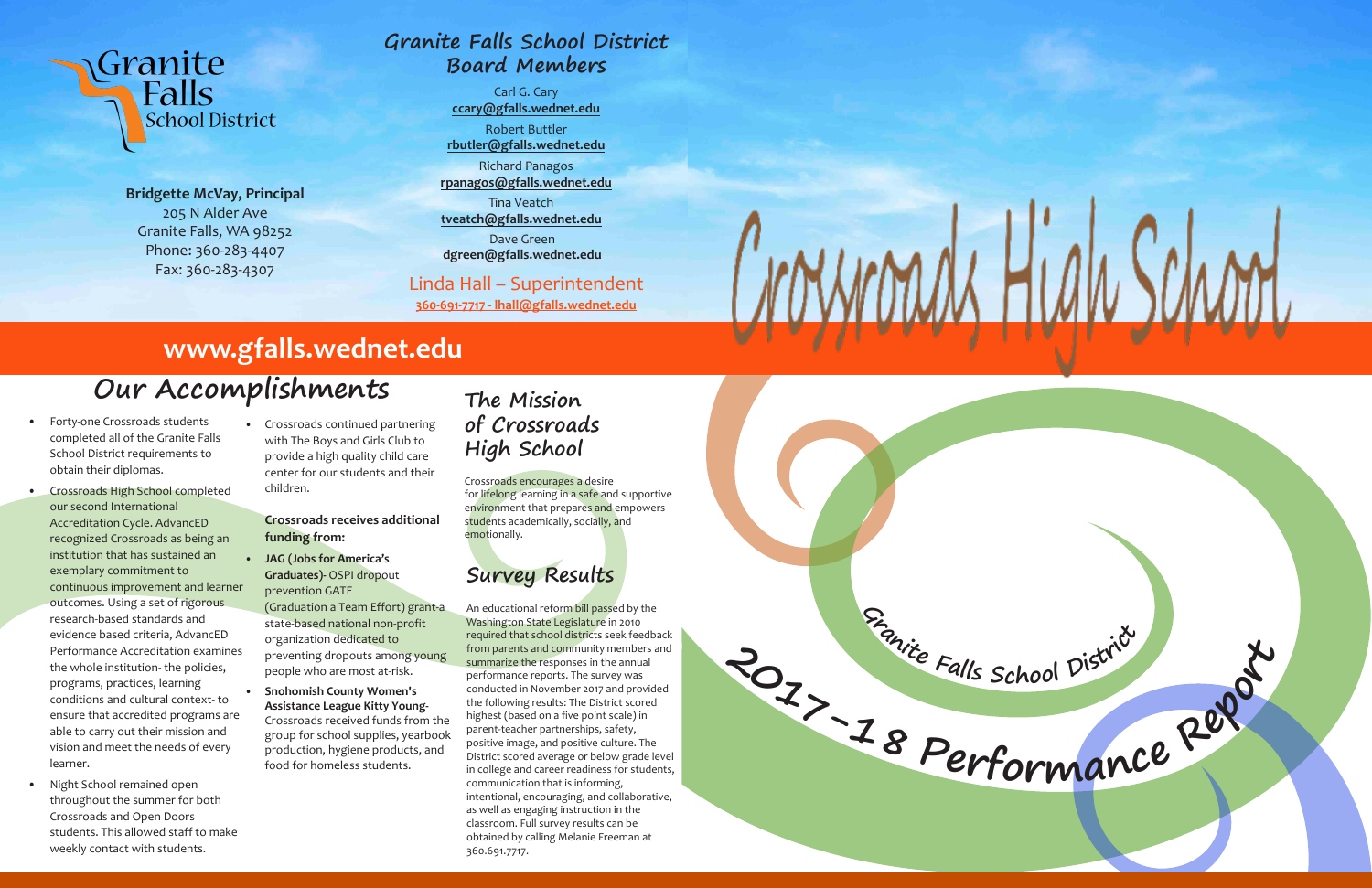Granite Falls School District

**Bridgette McVay, Principal**
205 N Alder Ave
Granite Falls, WA 98252
Phone: 360-283-4407
Fax: 360-283-4307

## Granite Falls School District Board Members

Carl G. Cary
**ccary@gfalls.wednet.edu**

Robert Buttler
**rbutler@gfalls.wednet.edu**

Richard Panagos
**rpanagos@gfalls.wednet.edu**

Tina Veatch
**tveatch@gfalls.wednet.edu**

Dave Green
**dgreen@gfalls.wednet.edu**

Linda Hall – Superintendent
**360-691-7717 - lhall@gfalls.wednet.edu**

# Crossroads High School

## Granite Falls School District 2017-18 Performance Report

**www.gfalls.wednet.edu**

## Our Accomplishments

- Forty-one Crossroads students completed all of the Granite Falls School District requirements to obtain their diplomas.
- Crossroads High School completed our second International Accreditation Cycle. AdvancED recognized Crossroads as being an institution that has sustained an exemplary commitment to continuous improvement and learner outcomes. Using a set of rigorous research-based standards and evidence based criteria, AdvancED Performance Accreditation examines the whole institution- the policies, programs, practices, learning conditions and cultural context- to ensure that accredited programs are able to carry out their mission and vision and meet the needs of every learner.
- Night School remained open throughout the summer for both Crossroads and Open Doors students. This allowed staff to make weekly contact with students.
- Crossroads continued partnering with The Boys and Girls Club to provide a high quality child care center for our students and their children.

**Crossroads receives additional funding from:**

- **JAG (Jobs for America's Graduates)-** OSPI dropout prevention GATE (Graduation a Team Effort) grant-a state-based national non-profit organization dedicated to preventing dropouts among young people who are most at-risk.
- **Snohomish County Women's Assistance League Kitty Young-** Crossroads received funds from the group for school supplies, yearbook production, hygiene products, and food for homeless students.

## The Mission of Crossroads High School

Crossroads encourages a desire for lifelong learning in a safe and supportive environment that prepares and empowers students academically, socially, and emotionally.

## Survey Results

An educational reform bill passed by the Washington State Legislature in 2010 required that school districts seek feedback from parents and community members and summarize the responses in the annual performance reports. The survey was conducted in November 2017 and provided the following results: The District scored highest (based on a five point scale) in parent-teacher partnerships, safety, positive image, and positive culture. The District scored average or below grade level in college and career readiness for students, communication that is informing, intentional, encouraging, and collaborative, as well as engaging instruction in the classroom. Full survey results can be obtained by calling Melanie Freeman at 360.691.7717.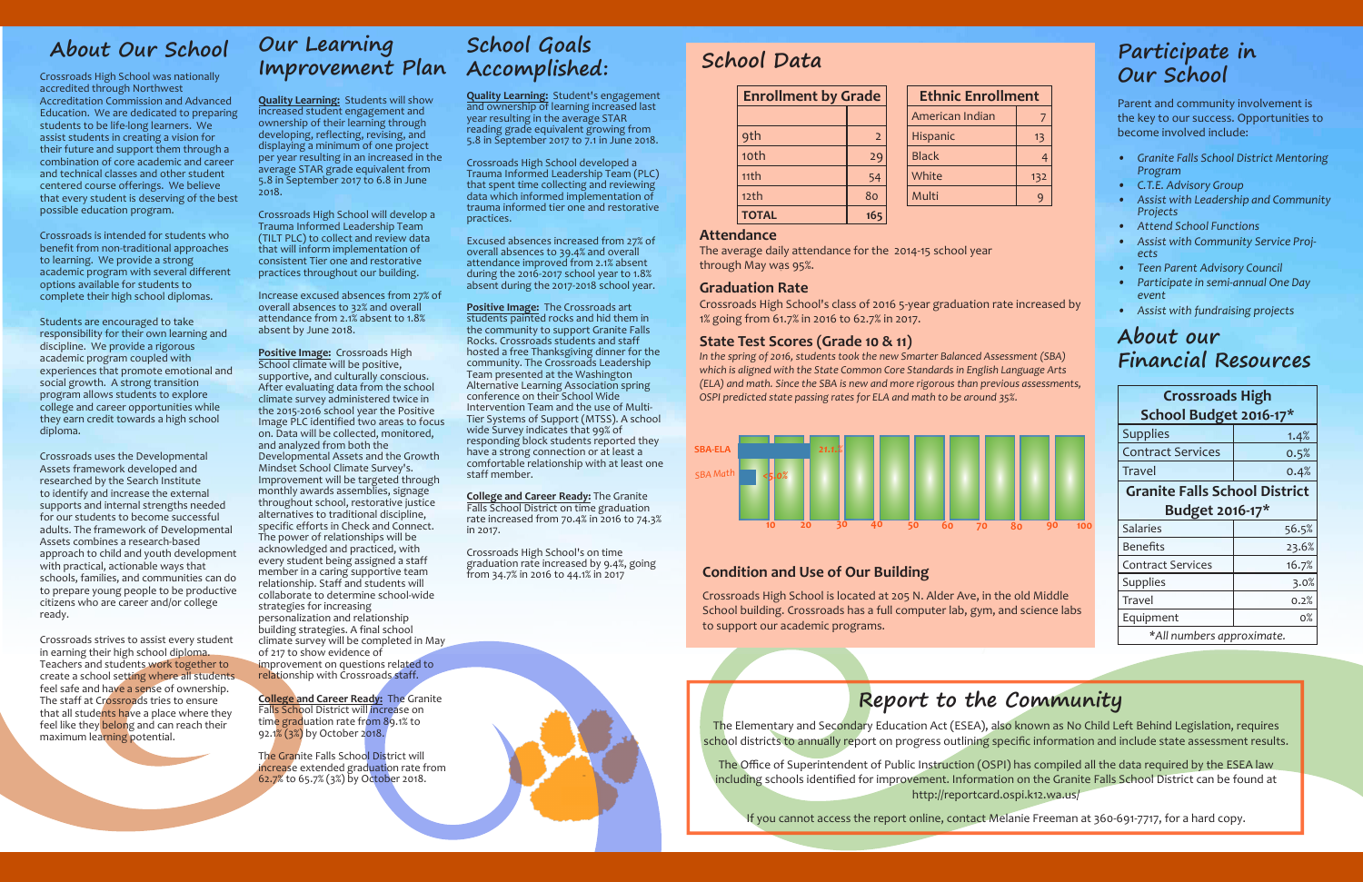## About Our School

Crossroads High School was nationally accredited through Northwest Accreditation Commission and Advanced Education. We are dedicated to preparing students to be life-long learners. We assist students in creating a vision for their future and support them through a combination of core academic and career and technical classes and other student centered course offerings. We believe that every student is deserving of the best possible education program.

Crossroads is intended for students who benefit from non-traditional approaches to learning. We provide a strong academic program with several different options available for students to complete their high school diplomas.

Students are encouraged to take responsibility for their own learning and discipline. We provide a rigorous academic program coupled with experiences that promote emotional and social growth. A strong transition program allows students to explore college and career opportunities while they earn credit towards a high school diploma.

Crossroads uses the Developmental Assets framework developed and researched by the Search Institute to identify and increase the external supports and internal strengths needed for our students to become successful adults. The framework of Developmental Assets combines a research-based approach to child and youth development with practical, actionable ways that schools, families, and communities can do to prepare young people to be productive citizens who are career and/or college ready.

Crossroads strives to assist every student in earning their high school diploma. Teachers and students work together to create a school setting where all students feel safe and have a sense of ownership. The staff at Crossroads tries to ensure that all students have a place where they feel like they belong and can reach their maximum learning potential.

## Our Learning Improvement Plan

**Quality Learning:** Students will show increased student engagement and ownership of their learning through developing, reflecting, revising, and displaying a minimum of one project per year resulting in an increased in the average STAR grade equivalent from 5.8 in September 2017 to 6.8 in June 2018.

Crossroads High School will develop a Trauma Informed Leadership Team (TILT PLC) to collect and review data that will inform implementation of consistent Tier one and restorative practices throughout our building.

Increase excused absences from 27% of overall absences to 32% and overall attendance from 2.1% absent to 1.8% absent by June 2018.

**Positive Image:** Crossroads High School climate will be positive, supportive, and culturally conscious. After evaluating data from the school climate survey administered twice in the 2015-2016 school year the Positive Image PLC identified two areas to focus on. Data will be collected, monitored, and analyzed from both the Developmental Assets and the Growth Mindset School Climate Survey's. Improvement will be targeted through monthly awards assemblies, signage throughout school, restorative justice alternatives to traditional discipline, specific efforts in Check and Connect. The power of relationships will be acknowledged and practiced, with every student being assigned a staff member in a caring supportive team relationship. Staff and students will collaborate to determine school-wide strategies for increasing personalization and relationship building strategies. A final school climate survey will be completed in May of 217 to show evidence of improvement on questions related to relationship with Crossroads staff.

**College and Career Ready:** The Granite Falls School District will increase on time graduation rate from 89.1% to 92.1% (3%) by October 2018.

The Granite Falls School District will increase extended graduation rate from 62.7% to 65.7% (3%) by October 2018.

## School Goals Accomplished:

**Quality Learning:** Student's engagement and ownership of learning increased last year resulting in the average STAR reading grade equivalent growing from 5.8 in September 2017 to 7.1 in June 2018.

Crossroads High School developed a Trauma Informed Leadership Team (PLC) that spent time collecting and reviewing data which informed implementation of trauma informed tier one and restorative practices.

Excused absences increased from 27% of overall absences to 39.4% and overall attendance improved from 2.1% absent during the 2016-2017 school year to 1.8% absent during the 2017-2018 school year.

**Positive Image:** The Crossroads art students painted rocks and hid them in the community to support Granite Falls Rocks. Crossroads students and staff hosted a free Thanksgiving dinner for the community. The Crossroads Leadership Team presented at the Washington Alternative Learning Association spring conference on their School Wide Intervention Team and the use of Multi-Tier Systems of Support (MTSS). A school wide Survey indicates that 99% of responding block students reported they have a strong connection or at least a comfortable relationship with at least one staff member.

**College and Career Ready:** The Granite Falls School District on time graduation rate increased from 70.4% in 2016 to 74.3% in 2017.

Crossroads High School's on time graduation rate increased by 9.4%, going from 34.7% in 2016 to 44.1% in 2017

## School Data

| Enrollment by Grade | |
|---|---|
| | |
| 9th | 2 |
| 10th | 29 |
| 11th | 54 |
| 12th | 80 |
| **TOTAL** | **165** |

| Ethnic Enrollment | |
|---|---|
| American Indian | 7 |
| Hispanic | 13 |
| Black | 4 |
| White | 132 |
| Multi | 9 |

### Attendance

The average daily attendance for the 2014-15 school year through May was 95%.

### Graduation Rate

Crossroads High School's class of 2016 5-year graduation rate increased by 1% going from 61.7% in 2016 to 62.7% in 2017.

### State Test Scores (Grade 10 & 11)

*In the spring of 2016, students took the new Smarter Balanced Assessment (SBA) which is aligned with the State Common Core Standards in English Language Arts (ELA) and math. Since the SBA is new and more rigorous than previous assessments, OSPI predicted state passing rates for ELA and math to be around 35%.*

SBA-ELA 21.1%
SBA Math <5.0%
10 20 30 40 50 60 70 80 90 100

### Condition and Use of Our Building

Crossroads High School is located at 205 N. Alder Ave, in the old Middle School building. Crossroads has a full computer lab, gym, and science labs to support our academic programs.

## Participate in Our School

Parent and community involvement is the key to our success. Opportunities to become involved include:

- *Granite Falls School District Mentoring Program*
- *C.T.E. Advisory Group*
- *Assist with Leadership and Community Projects*
- *Attend School Functions*
- *Assist with Community Service Projects*
- *Teen Parent Advisory Council*
- *Participate in semi-annual One Day event*
- *Assist with fundraising projects*

## About our Financial Resources

| Crossroads High School Budget 2016-17* | |
|---|---|
| Supplies | 1.4% |
| Contract Services | 0.5% |
| Travel | 0.4% |
| **Granite Falls School District Budget 2016-17*** | |
| Salaries | 56.5% |
| Benefits | 23.6% |
| Contract Services | 16.7% |
| Supplies | 3.0% |
| Travel | 0.2% |
| Equipment | 0% |
| *All numbers approximate.* | |

## Report to the Community

The Elementary and Secondary Education Act (ESEA), also known as No Child Left Behind Legislation, requires school districts to annually report on progress outlining specific information and include state assessment results.

The Office of Superintendent of Public Instruction (OSPI) has compiled all the data required by the ESEA law including schools identified for improvement. Information on the Granite Falls School District can be found at http://reportcard.ospi.k12.wa.us/

If you cannot access the report online, contact Melanie Freeman at 360-691-7717, for a hard copy.